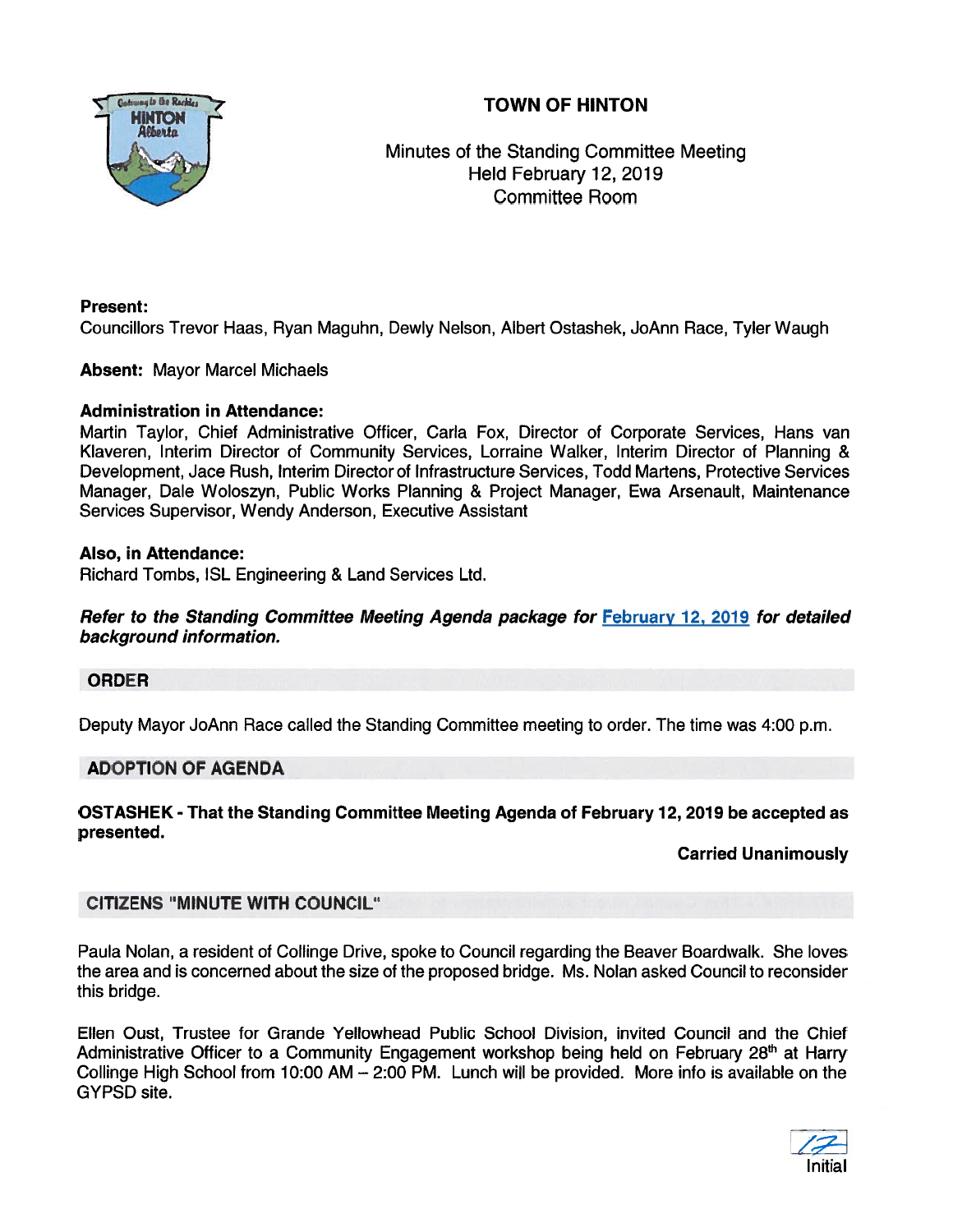# TOWN OF HINTON

Minutes of the Standing Committee Meeting
Held February 12, 2019
Committee Room

**Present:**
Councillors Trevor Haas, Ryan Maguhn, Dewly Nelson, Albert Ostashek, JoAnn Race, Tyler Waugh

**Absent:** Mayor Marcel Michaels

**Administration in Attendance:**
Martin Taylor, Chief Administrative Officer, Carla Fox, Director of Corporate Services, Hans van Klaveren, Interim Director of Community Services, Lorraine Walker, Interim Director of Planning & Development, Jace Rush, Interim Director of Infrastructure Services, Todd Martens, Protective Services Manager, Dale Woloszyn, Public Works Planning & Project Manager, Ewa Arsenault, Maintenance Services Supervisor, Wendy Anderson, Executive Assistant

**Also, in Attendance:**
Richard Tombs, ISL Engineering & Land Services Ltd.

***Refer to the Standing Committee Meeting Agenda package for February 12, 2019 for detailed background information.***

## ORDER

Deputy Mayor JoAnn Race called the Standing Committee meeting to order. The time was 4:00 p.m.

## ADOPTION OF AGENDA

**OSTASHEK - That the Standing Committee Meeting Agenda of February 12, 2019 be accepted as presented.**

**Carried Unanimously**

## CITIZENS "MINUTE WITH COUNCIL"

Paula Nolan, a resident of Collinge Drive, spoke to Council regarding the Beaver Boardwalk. She loves the area and is concerned about the size of the proposed bridge. Ms. Nolan asked Council to reconsider this bridge.

Ellen Oust, Trustee for Grande Yellowhead Public School Division, invited Council and the Chief Administrative Officer to a Community Engagement workshop being held on February 28th at Harry Collinge High School from 10:00 AM – 2:00 PM. Lunch will be provided. More info is available on the GYPSD site.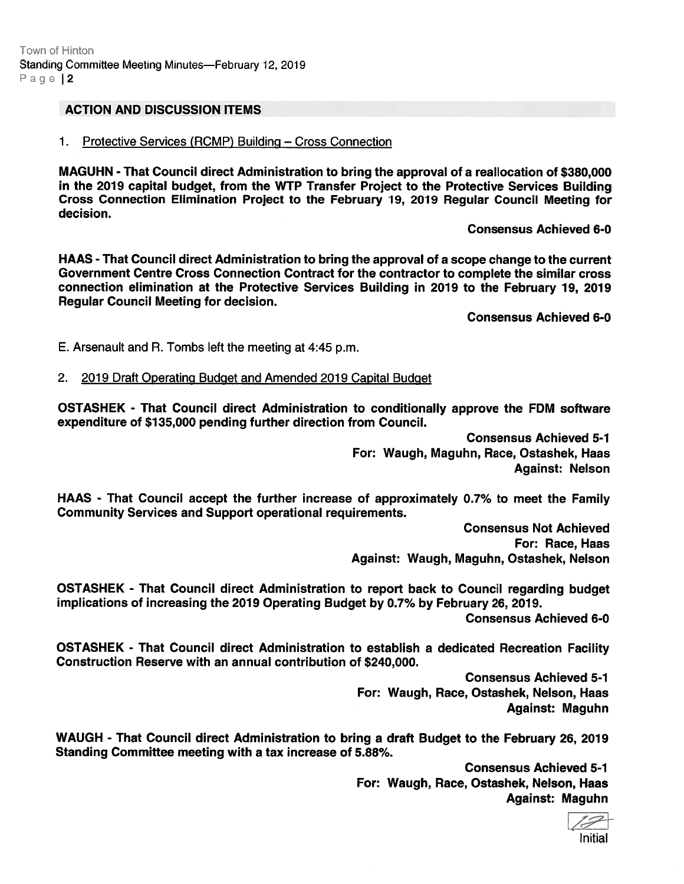## ACTION AND DISCUSSION ITEMS

1. Protective Services (RCMP) Building – Cross Connection

**MAGUHN - That Council direct Administration to bring the approval of a reallocation of $380,000 in the 2019 capital budget, from the WTP Transfer Project to the Protective Services Building Cross Connection Elimination Project to the February 19, 2019 Regular Council Meeting for decision.**

**Consensus Achieved 6-0**

**HAAS - That Council direct Administration to bring the approval of a scope change to the current Government Centre Cross Connection Contract for the contractor to complete the similar cross connection elimination at the Protective Services Building in 2019 to the February 19, 2019 Regular Council Meeting for decision.**

**Consensus Achieved 6-0**

E. Arsenault and R. Tombs left the meeting at 4:45 p.m.

2. 2019 Draft Operating Budget and Amended 2019 Capital Budget

**OSTASHEK - That Council direct Administration to conditionally approve the FDM software expenditure of $135,000 pending further direction from Council.**

**Consensus Achieved 5-1**
**For: Waugh, Maguhn, Race, Ostashek, Haas**
**Against: Nelson**

**HAAS - That Council accept the further increase of approximately 0.7% to meet the Family Community Services and Support operational requirements.**

**Consensus Not Achieved**
**For: Race, Haas**
**Against: Waugh, Maguhn, Ostashek, Nelson**

**OSTASHEK - That Council direct Administration to report back to Council regarding budget implications of increasing the 2019 Operating Budget by 0.7% by February 26, 2019.**

**Consensus Achieved 6-0**

**OSTASHEK - That Council direct Administration to establish a dedicated Recreation Facility Construction Reserve with an annual contribution of $240,000.**

**Consensus Achieved 5-1**
**For: Waugh, Race, Ostashek, Nelson, Haas**
**Against: Maguhn**

**WAUGH - That Council direct Administration to bring a draft Budget to the February 26, 2019 Standing Committee meeting with a tax increase of 5.88%.**

**Consensus Achieved 5-1**
**For: Waugh, Race, Ostashek, Nelson, Haas**
**Against: Maguhn**

Initial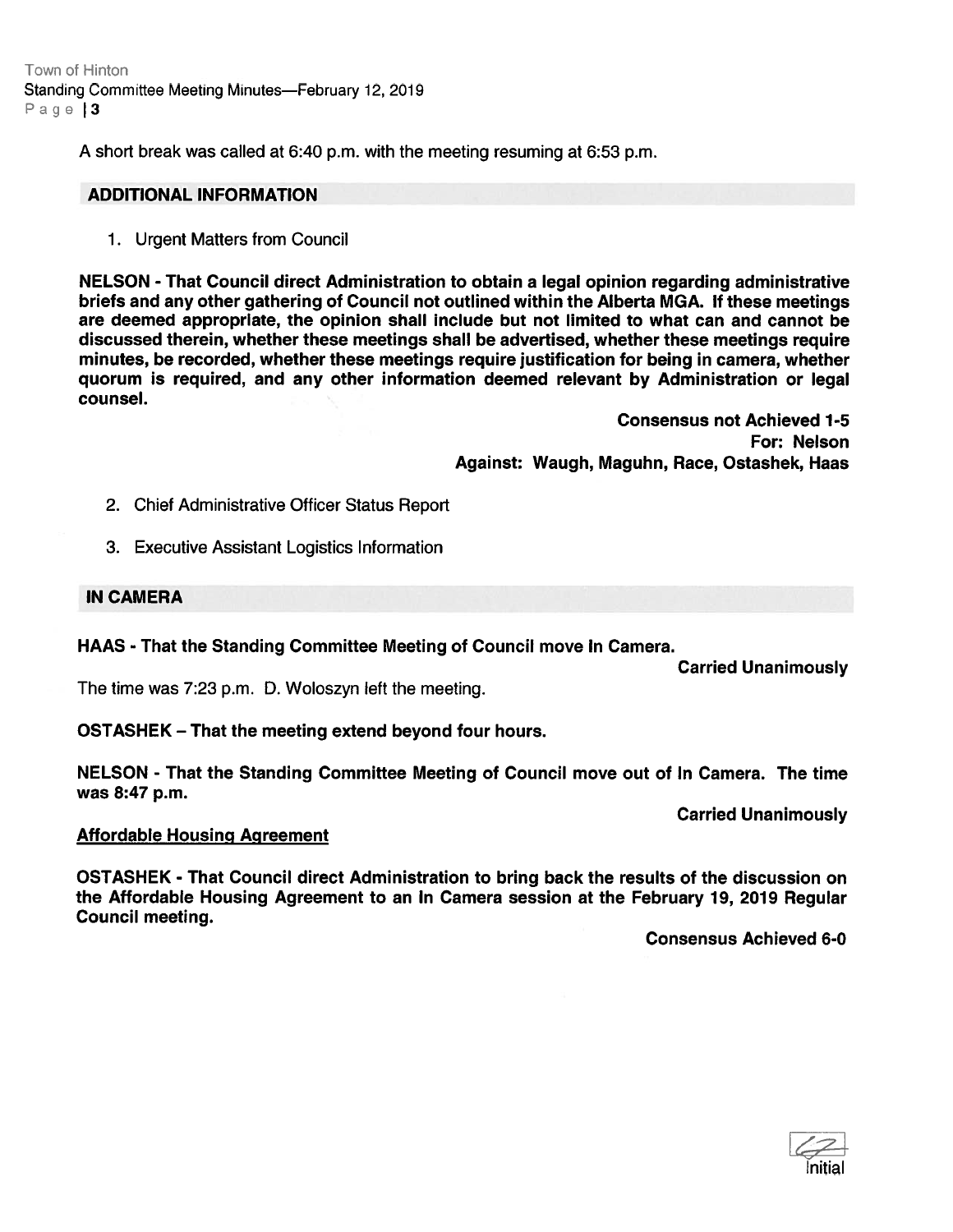A short break was called at 6:40 p.m. with the meeting resuming at 6:53 p.m.

## ADDITIONAL INFORMATION

1. Urgent Matters from Council

**NELSON - That Council direct Administration to obtain a legal opinion regarding administrative briefs and any other gathering of Council not outlined within the Alberta MGA. If these meetings are deemed appropriate, the opinion shall include but not limited to what can and cannot be discussed therein, whether these meetings shall be advertised, whether these meetings require minutes, be recorded, whether these meetings require justification for being in camera, whether quorum is required, and any other information deemed relevant by Administration or legal counsel.**

**Consensus not Achieved 1-5**
**For: Nelson**
**Against: Waugh, Maguhn, Race, Ostashek, Haas**

2. Chief Administrative Officer Status Report

3. Executive Assistant Logistics Information

## IN CAMERA

**HAAS - That the Standing Committee Meeting of Council move In Camera.**

**Carried Unanimously**

The time was 7:23 p.m. D. Woloszyn left the meeting.

**OSTASHEK – That the meeting extend beyond four hours.**

**NELSON - That the Standing Committee Meeting of Council move out of In Camera. The time was 8:47 p.m.**

**Carried Unanimously**

**Affordable Housing Agreement**

**OSTASHEK - That Council direct Administration to bring back the results of the discussion on the Affordable Housing Agreement to an In Camera session at the February 19, 2019 Regular Council meeting.**

**Consensus Achieved 6-0**

Initial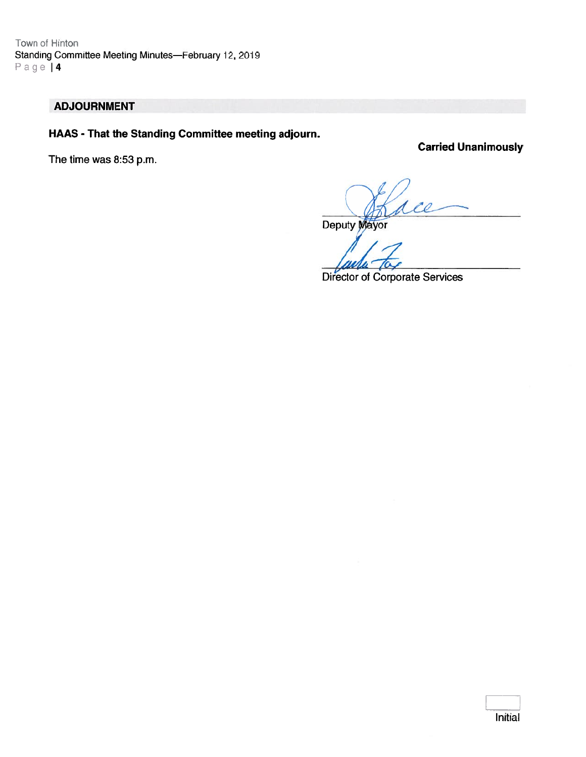## ADJOURNMENT

**HAAS - That the Standing Committee meeting adjourn.**

**Carried Unanimously**

The time was 8:53 p.m.

Deputy Mayor

Director of Corporate Services

Initial